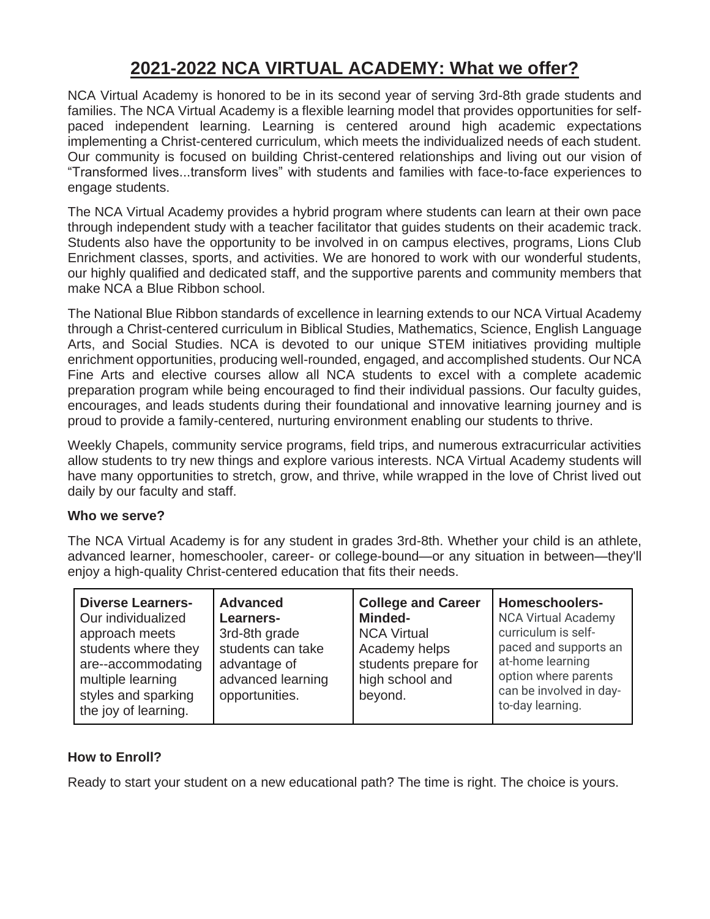# 2021-2022 NCA VIRTUAL ACADEMY: What we offer?

NCA Virtual Academy is honored to be in its second year of serving 3rd-8th grade students and families. The NCA Virtual Academy is a flexible learning model that provides opportunities for self-paced independent learning. Learning is centered around high academic expectations implementing a Christ-centered curriculum, which meets the individualized needs of each student. Our community is focused on building Christ-centered relationships and living out our vision of "Transformed lives...transform lives" with students and families with face-to-face experiences to engage students.

The NCA Virtual Academy provides a hybrid program where students can learn at their own pace through independent study with a teacher facilitator that guides students on their academic track. Students also have the opportunity to be involved in on campus electives, programs, Lions Club Enrichment classes, sports, and activities. We are honored to work with our wonderful students, our highly qualified and dedicated staff, and the supportive parents and community members that make NCA a Blue Ribbon school.

The National Blue Ribbon standards of excellence in learning extends to our NCA Virtual Academy through a Christ-centered curriculum in Biblical Studies, Mathematics, Science, English Language Arts, and Social Studies. NCA is devoted to our unique STEM initiatives providing multiple enrichment opportunities, producing well-rounded, engaged, and accomplished students. Our NCA Fine Arts and elective courses allow all NCA students to excel with a complete academic preparation program while being encouraged to find their individual passions. Our faculty guides, encourages, and leads students during their foundational and innovative learning journey and is proud to provide a family-centered, nurturing environment enabling our students to thrive.

Weekly Chapels, community service programs, field trips, and numerous extracurricular activities allow students to try new things and explore various interests. NCA Virtual Academy students will have many opportunities to stretch, grow, and thrive, while wrapped in the love of Christ lived out daily by our faculty and staff.

**Who we serve?**

The NCA Virtual Academy is for any student in grades 3rd-8th. Whether your child is an athlete, advanced learner, homeschooler, career- or college-bound—or any situation in between—they'll enjoy a high-quality Christ-centered education that fits their needs.

| **Diverse Learners-** Our individualized approach meets students where they are--accommodating multiple learning styles and sparking the joy of learning. | **Advanced Learners-** 3rd-8th grade students can take advantage of advanced learning opportunities. | **College and Career Minded-** NCA Virtual Academy helps students prepare for high school and beyond. | **Homeschoolers-** NCA Virtual Academy curriculum is self-paced and supports an at-home learning option where parents can be involved in day-to-day learning. |
|---|---|---|---|

**How to Enroll?**

Ready to start your student on a new educational path? The time is right. The choice is yours.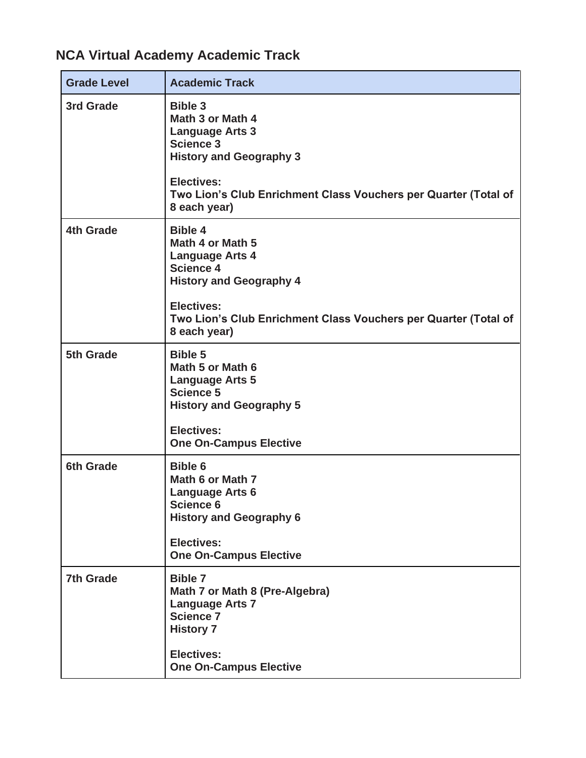## NCA Virtual Academy Academic Track

| Grade Level | Academic Track |
| --- | --- |
| **3rd Grade** | **Bible 3**<br>**Math 3 or Math 4**<br>**Language Arts 3**<br>**Science 3**<br>**History and Geography 3**<br><br>**Electives:**<br>**Two Lion's Club Enrichment Class Vouchers per Quarter (Total of 8 each year)** |
| **4th Grade** | **Bible 4**<br>**Math 4 or Math 5**<br>**Language Arts 4**<br>**Science 4**<br>**History and Geography 4**<br><br>**Electives:**<br>**Two Lion's Club Enrichment Class Vouchers per Quarter (Total of 8 each year)** |
| **5th Grade** | **Bible 5**<br>**Math 5 or Math 6**<br>**Language Arts 5**<br>**Science 5**<br>**History and Geography 5**<br><br>**Electives:**<br>**One On-Campus Elective** |
| **6th Grade** | **Bible 6**<br>**Math 6 or Math 7**<br>**Language Arts 6**<br>**Science 6**<br>**History and Geography 6**<br><br>**Electives:**<br>**One On-Campus Elective** |
| **7th Grade** | **Bible 7**<br>**Math 7 or Math 8 (Pre-Algebra)**<br>**Language Arts 7**<br>**Science 7**<br>**History 7**<br><br>**Electives:**<br>**One On-Campus Elective** |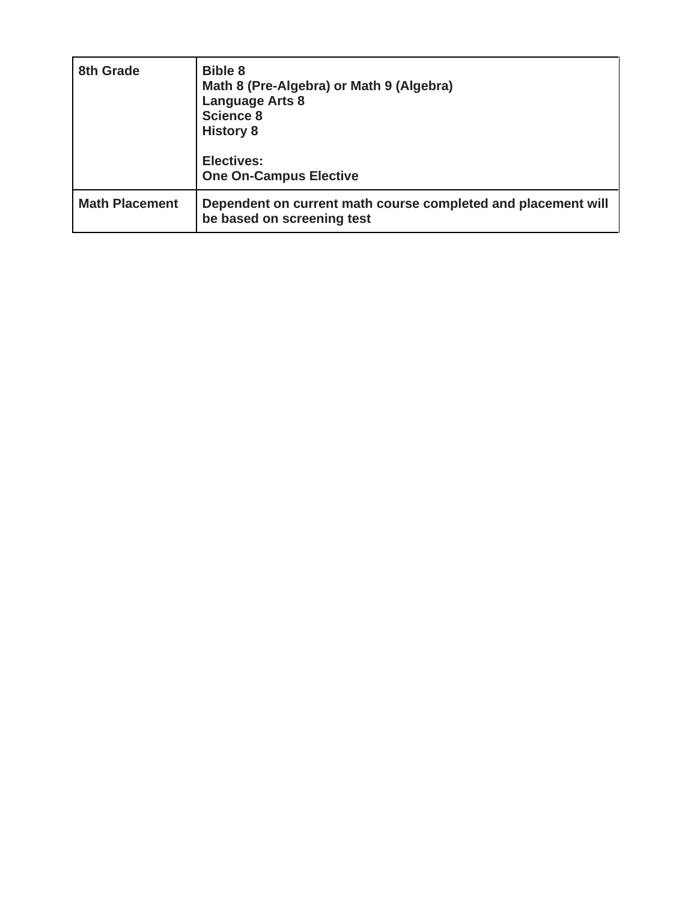| | |
|---|---|
| **8th Grade** | **Bible 8**<br>**Math 8 (Pre-Algebra) or Math 9 (Algebra)**<br>**Language Arts 8**<br>**Science 8**<br>**History 8**<br><br>**Electives:**<br>**One On-Campus Elective** |
| **Math Placement** | **Dependent on current math course completed and placement will be based on screening test** |